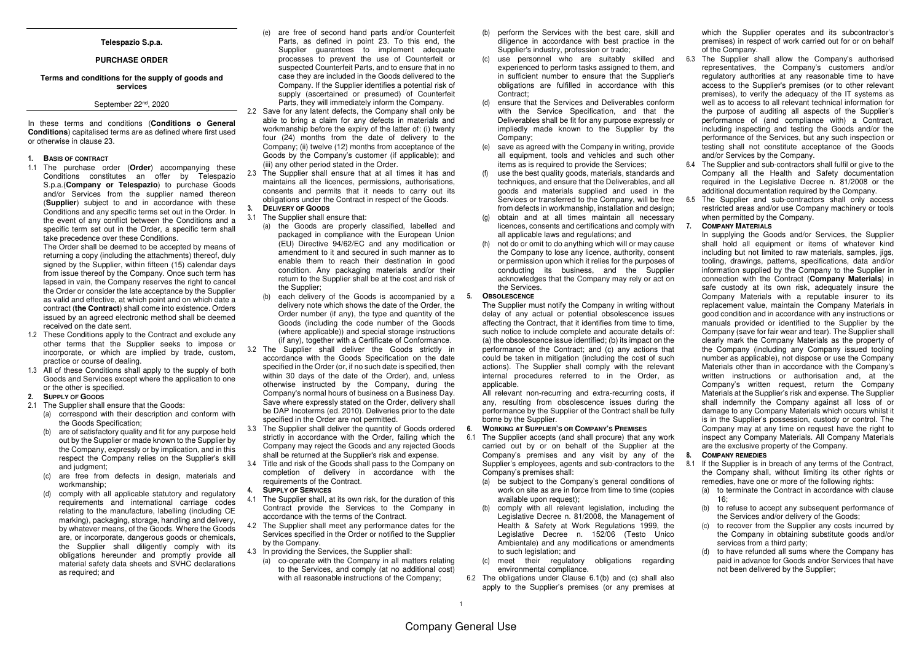**Telespazio S.p.a.**

**PURCHASE ORDER**

**Terms and conditions for the supply of goods and services**

September 22nd, 2020

In these terms and conditions (**Conditions o General Conditions**) capitalised terms are as defined where first used or otherwise in clause 23.

## 1. Basis of contract

1.1 The purchase order (**Order**) accompanying these Conditions constitutes an offer by Telespazio S.p.a.(**Company or Telespazio**) to purchase Goods and/or Services from the supplier named thereon (**Supplier**) subject to and in accordance with these Conditions and any specific terms set out in the Order. In the event of any conflict between the Conditions and a specific term set out in the Order, a specific term shall take precedence over these Conditions.

The Order shall be deemed to be accepted by means of returning a copy (including the attachments) thereof, duly signed by the Supplier, within fifteen (15) calendar days from issue thereof by the Company. Once such term has lapsed in vain, the Company reserves the right to cancel the Order or consider the late acceptance by the Supplier as valid and effective, at which point and on which date a contract (**the Contract**) shall come into existence. Orders issued by an agreed electronic method shall be deemed received on the date sent.

1.2 These Conditions apply to the Contract and exclude any other terms that the Supplier seeks to impose or incorporate, or which are implied by trade, custom, practice or course of dealing.

1.3 All of these Conditions shall apply to the supply of both Goods and Services except where the application to one or the other is specified.

## 2. Supply of Goods

2.1 The Supplier shall ensure that the Goods:

(a) correspond with their description and conform with the Goods Specification;

(b) are of satisfactory quality and fit for any purpose held out by the Supplier or made known to the Supplier by the Company, expressly or by implication, and in this respect the Company relies on the Supplier's skill and judgment;

(c) are free from defects in design, materials and workmanship;

(d) comply with all applicable statutory and regulatory requirements and international carriage codes relating to the manufacture, labelling (including CE marking), packaging, storage, handling and delivery, by whatever means, of the Goods. Where the Goods are, or incorporate, dangerous goods or chemicals, the Supplier shall diligently comply with its obligations hereunder and promptly provide all material safety data sheets and SVHC declarations as required; and

(e) are free of second hand parts and/or Counterfeit Parts, as defined in point 23. To this end, the Supplier guarantees to implement adequate processes to prevent the use of Counterfeit or suspected Counterfeit Parts, and to ensure that in no case they are included in the Goods delivered to the Company. If the Supplier identifies a potential risk of supply (ascertained or presumed) of Counterfeit Parts, they will immediately inform the Company.

2.2 Save for any latent defects, the Company shall only be able to bring a claim for any defects in materials and workmanship before the expiry of the latter of: (i) twenty four (24) months from the date of delivery to the Company; (ii) twelve (12) months from acceptance of the Goods by the Company's customer (if applicable); and (iii) any other period stated in the Order.

2.3 The Supplier shall ensure that at all times it has and maintains all the licences, permissions, authorisations, consents and permits that it needs to carry out its obligations under the Contract in respect of the Goods.

## 3. Delivery of Goods

3.1 The Supplier shall ensure that:

(a) the Goods are properly classified, labelled and packaged in compliance with the European Union (EU) Directive 94/62/EC and any modification or amendment to it and secured in such manner as to enable them to reach their destination in good condition. Any packaging materials and/or their return to the Supplier shall be at the cost and risk of the Supplier;

(b) each delivery of the Goods is accompanied by a delivery note which shows the date of the Order, the Order number (if any), the type and quantity of the Goods (including the code number of the Goods (where applicable)) and special storage instructions (if any), together with a Certificate of Conformance.

3.2 The Supplier shall deliver the Goods strictly in accordance with the Goods Specification on the date specified in the Order (or, if no such date is specified, then within 30 days of the date of the Order), and, unless otherwise instructed by the Company, during the Company's normal hours of business on a Business Day. Save where expressly stated on the Order, delivery shall be DAP Incoterms (ed. 2010). Deliveries prior to the date specified in the Order are not permitted.

3.3 The Supplier shall deliver the quantity of Goods ordered strictly in accordance with the Order, failing which the Company may reject the Goods and any rejected Goods shall be returned at the Supplier's risk and expense.

3.4 Title and risk of the Goods shall pass to the Company on completion of delivery in accordance with the requirements of the Contract.

## 4. Supply of Services

4.1 The Supplier shall, at its own risk, for the duration of this Contract provide the Services to the Company in accordance with the terms of the Contract.

4.2 The Supplier shall meet any performance dates for the Services specified in the Order or notified to the Supplier by the Company.

4.3 In providing the Services, the Supplier shall:

(a) co-operate with the Company in all matters relating to the Services, and comply (at no additional cost) with all reasonable instructions of the Company;

(b) perform the Services with the best care, skill and diligence in accordance with best practice in the Supplier's industry, profession or trade;

(c) use personnel who are suitably skilled and experienced to perform tasks assigned to them, and in sufficient number to ensure that the Supplier's obligations are fulfilled in accordance with this Contract;

(d) ensure that the Services and Deliverables conform with the Service Specification, and that the Deliverables shall be fit for any purpose expressly or impliedly made known to the Supplier by the Company;

(e) save as agreed with the Company in writing, provide all equipment, tools and vehicles and such other items as is required to provide the Services;

(f) use the best quality goods, materials, standards and techniques, and ensure that the Deliverables, and all goods and materials supplied and used in the Services or transferred to the Company, will be free from defects in workmanship, installation and design;

(g) obtain and at all times maintain all necessary licences, consents and certifications and comply with all applicable laws and regulations; and

(h) not do or omit to do anything which will or may cause the Company to lose any licence, authority, consent or permission upon which it relies for the purposes of conducting its business, and the Supplier acknowledges that the Company may rely or act on the Services.

## 5. Obsolescence

The Supplier must notify the Company in writing without delay of any actual or potential obsolescence issues affecting the Contract, that it identifies from time to time, such notice to include complete and accurate details of: (a) the obsolescence issue identified; (b) its impact on the performance of the Contract; and (c) any actions that could be taken in mitigation (including the cost of such actions). The Supplier shall comply with the relevant internal procedures referred to in the Order, as applicable.

All relevant non-recurring and extra-recurring costs, if any, resulting from obsolescence issues during the performance by the Supplier of the Contract shall be fully borne by the Supplier.

## 6. Working at Supplier's or Company's Premises

6.1 The Supplier accepts (and shall procure) that any work carried out by or on behalf of the Supplier at the Company's premises and any visit by any of the Supplier's employees, agents and sub-contractors to the Company's premises shall:

(a) be subject to the Company's general conditions of work on site as are in force from time to time (copies available upon request);

(b) comply with all relevant legislation, including the Legislative Decree n. 81/2008, the Management of Health & Safety at Work Regulations 1999, the Legislative Decree n. 152/06 (Testo Unico Ambientale) and any modifications or amendments to such legislation; and

(c) meet their regulatory obligations regarding environmental compliance.

6.2 The obligations under Clause 6.1(b) and (c) shall also apply to the Supplier's premises (or any premises at which the Supplier operates and its subcontractor's premises) in respect of work carried out for or on behalf of the Company.

6.3 The Supplier shall allow the Company's authorised representatives, the Company's customers and/or regulatory authorities at any reasonable time to have access to the Supplier's premises (or to other relevant premises), to verify the adequacy of the IT systems as well as to access to all relevant technical information for the purpose of auditing all aspects of the Supplier's performance of (and compliance with) a Contract, including inspecting and testing the Goods and/or the performance of the Services, but any such inspection or testing shall not constitute acceptance of the Goods and/or Services by the Company.

6.4 The Supplier and sub-contractors shall fulfil or give to the Company all the Health and Safety documentation required in the Legislative Decree n. 81/2008 or the additional documentation required by the Company.

6.5 The Supplier and sub-contractors shall only access restricted areas and/or use Company machinery or tools when permitted by the Company.

## 7. Company Materials

In supplying the Goods and/or Services, the Supplier shall hold all equipment or items of whatever kind including but not limited to raw materials, samples, jigs, tooling, drawings, patterns, specifications, data and/or information supplied by the Company to the Supplier in connection with the Contract (**Company Materials**) in safe custody at its own risk, adequately insure the Company Materials with a reputable insurer to its replacement value, maintain the Company Materials in good condition and in accordance with any instructions or manuals provided or identified to the Supplier by the Company (save for fair wear and tear). The Supplier shall clearly mark the Company Materials as the property of the Company (including any Company issued tooling number as applicable), not dispose or use the Company Materials other than in accordance with the Company's written instructions or authorisation and, at the Company's written request, return the Company Materials at the Supplier's risk and expense. The Supplier shall indemnify the Company against all loss of or damage to any Company Materials which occurs whilst it is in the Supplier's possession, custody or control. The Company may at any time on request have the right to inspect any Company Materials. All Company Materials are the exclusive property of the Company.

## 8. Company Remedies

8.1 If the Supplier is in breach of any terms of the Contract, the Company shall, without limiting its other rights or remedies, have one or more of the following rights:

(a) to terminate the Contract in accordance with clause 16;

(b) to refuse to accept any subsequent performance of the Services and/or delivery of the Goods;

(c) to recover from the Supplier any costs incurred by the Company in obtaining substitute goods and/or services from a third party;

(d) to have refunded all sums where the Company has paid in advance for Goods and/or Services that have not been delivered by the Supplier;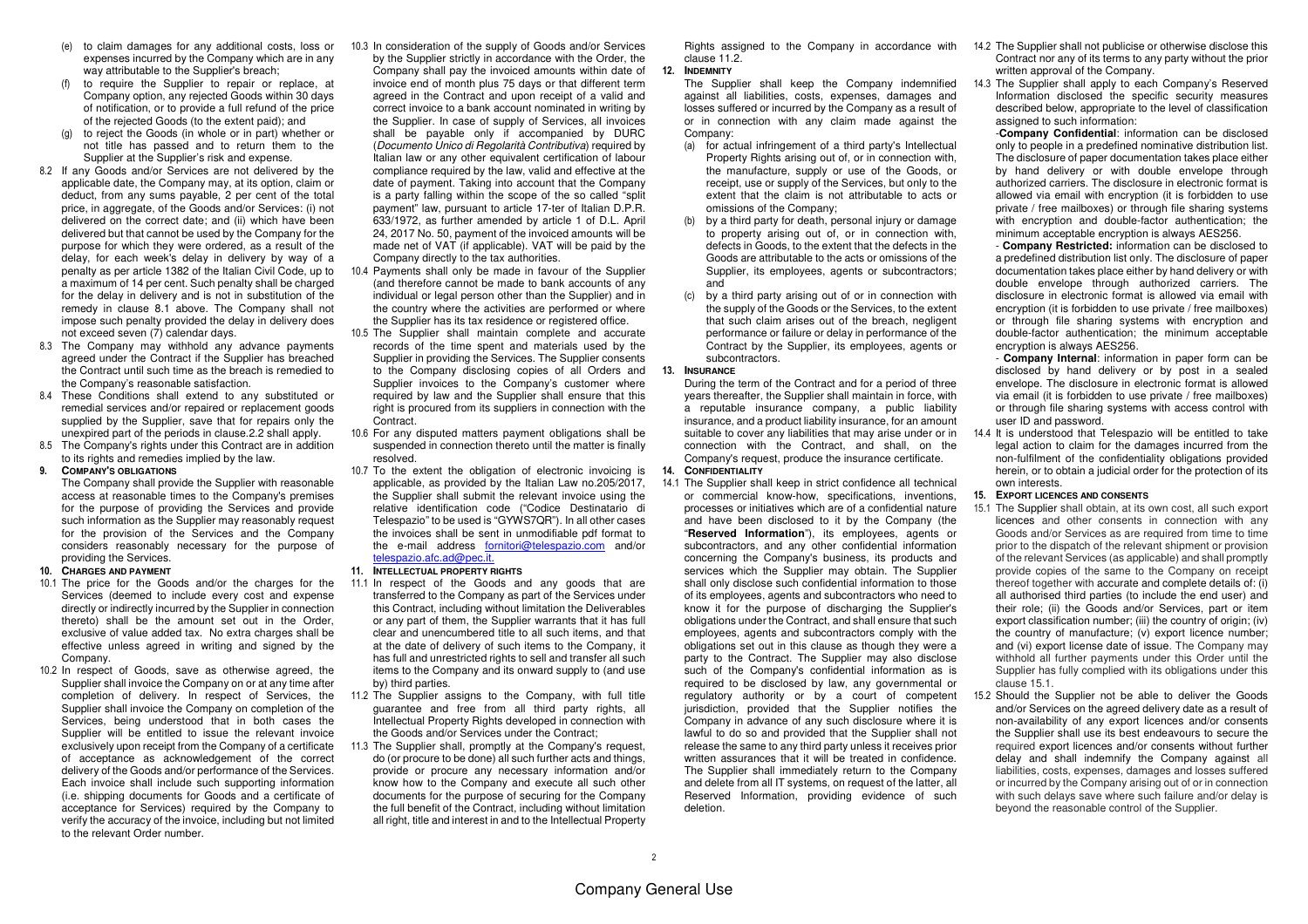(e) to claim damages for any additional costs, loss or expenses incurred by the Company which are in any way attributable to the Supplier's breach;

(f) to require the Supplier to repair or replace, at Company option, any rejected Goods within 30 days of notification, or to provide a full refund of the price of the rejected Goods (to the extent paid); and

(g) to reject the Goods (in whole or in part) whether or not title has passed and to return them to the Supplier at the Supplier's risk and expense.

8.2 If any Goods and/or Services are not delivered by the applicable date, the Company may, at its option, claim or deduct, from any sums payable, 2 per cent of the total price, in aggregate, of the Goods and/or Services: (i) not delivered on the correct date; and (ii) which have been delivered but that cannot be used by the Company for the purpose for which they were ordered, as a result of the delay, for each week's delay in delivery by way of a penalty as per article 1382 of the Italian Civil Code, up to a maximum of 14 per cent. Such penalty shall be charged for the delay in delivery and is not in substitution of the remedy in clause 8.1 above. The Company shall not impose such penalty provided the delay in delivery does not exceed seven (7) calendar days.

8.3 The Company may withhold any advance payments agreed under the Contract if the Supplier has breached the Contract until such time as the breach is remedied to the Company's reasonable satisfaction.

8.4 These Conditions shall extend to any substituted or remedial services and/or repaired or replacement goods supplied by the Supplier, save that for repairs only the unexpired part of the periods in clause.2.2 shall apply.

8.5 The Company's rights under this Contract are in addition to its rights and remedies implied by the law.

**9. COMPANY'S OBLIGATIONS**

The Company shall provide the Supplier with reasonable access at reasonable times to the Company's premises for the purpose of providing the Services and provide such information as the Supplier may reasonably request for the provision of the Services and the Company considers reasonably necessary for the purpose of providing the Services.

**10. CHARGES AND PAYMENT**

10.1 The price for the Goods and/or the charges for the Services (deemed to include every cost and expense directly or indirectly incurred by the Supplier in connection thereto) shall be the amount set out in the Order, exclusive of value added tax. No extra charges shall be effective unless agreed in writing and signed by the Company.

10.2 In respect of Goods, save as otherwise agreed, the Supplier shall invoice the Company on or at any time after completion of delivery. In respect of Services, the Supplier shall invoice the Company on completion of the Services, being understood that in both cases the Supplier will be entitled to issue the relevant invoice exclusively upon receipt from the Company of a certificate of acceptance as acknowledgement of the correct delivery of the Goods and/or performance of the Services. Each invoice shall include such supporting information (i.e. shipping documents for Goods and a certificate of acceptance for Services) required by the Company to verify the accuracy of the invoice, including but not limited to the relevant Order number.

10.3 In consideration of the supply of Goods and/or Services by the Supplier strictly in accordance with the Order, the Company shall pay the invoiced amounts within date of invoice end of month plus 75 days or that different term agreed in the Contract and upon receipt of a valid and correct invoice to a bank account nominated in writing by the Supplier. In case of supply of Services, all invoices shall be payable only if accompanied by DURC (*Documento Unico di Regolarità Contributiva*) required by Italian law or any other equivalent certification of labour compliance required by the law, valid and effective at the date of payment. Taking into account that the Company is a party falling within the scope of the so called "split payment" law, pursuant to article 17-ter of Italian D.P.R. 633/1972, as further amended by article 1 of D.L. April 24, 2017 No. 50, payment of the invoiced amounts will be made net of VAT (if applicable). VAT will be paid by the Company directly to the tax authorities.

10.4 Payments shall only be made in favour of the Supplier (and therefore cannot be made to bank accounts of any individual or legal person other than the Supplier) and in the country where the activities are performed or where the Supplier has its tax residence or registered office.

10.5 The Supplier shall maintain complete and accurate records of the time spent and materials used by the Supplier in providing the Services. The Supplier consents to the Company disclosing copies of all Orders and Supplier invoices to the Company's customer where required by law and the Supplier shall ensure that this right is procured from its suppliers in connection with the Contract.

10.6 For any disputed matters payment obligations shall be suspended in connection thereto until the matter is finally resolved.

10.7 To the extent the obligation of electronic invoicing is applicable, as provided by the Italian Law no.205/2017, the Supplier shall submit the relevant invoice using the relative identification code ("Codice Destinatario di Telespazio" to be used is "GYWS7QR"). In all other cases the invoices shall be sent in unmodifiable pdf format to the e-mail address fornitori@telespazio.com and/or telespazio.afc.ad@pec.it.

**11. INTELLECTUAL PROPERTY RIGHTS**

11.1 In respect of the Goods and any goods that are transferred to the Company as part of the Services under this Contract, including without limitation the Deliverables or any part of them, the Supplier warrants that it has full clear and unencumbered title to all such items, and that at the date of delivery of such items to the Company, it has full and unrestricted rights to sell and transfer all such items to the Company and its onward supply to (and use by) third parties.

11.2 The Supplier assigns to the Company, with full title guarantee and free from all third party rights, all Intellectual Property Rights developed in connection with the Goods and/or Services under the Contract;

11.3 The Supplier shall, promptly at the Company's request, do (or procure to be done) all such further acts and things, provide or procure any necessary information and/or know how to the Company and execute all such other documents for the purpose of securing for the Company the full benefit of the Contract, including without limitation all right, title and interest in and to the Intellectual Property Rights assigned to the Company in accordance with clause 11.2.

**12. INDEMNITY**

The Supplier shall keep the Company indemnified against all liabilities, costs, expenses, damages and losses suffered or incurred by the Company as a result of or in connection with any claim made against the Company:

(a) for actual infringement of a third party's Intellectual Property Rights arising out of, or in connection with, the manufacture, supply or use of the Goods, or receipt, use or supply of the Services, but only to the extent that the claim is not attributable to acts or omissions of the Company;

(b) by a third party for death, personal injury or damage to property arising out of, or in connection with, defects in Goods, to the extent that the defects in the Goods are attributable to the acts or omissions of the Supplier, its employees, agents or subcontractors; and

(c) by a third party arising out of or in connection with the supply of the Goods or the Services, to the extent that such claim arises out of the breach, negligent performance or failure or delay in performance of the Contract by the Supplier, its employees, agents or subcontractors.

**13. INSURANCE**

During the term of the Contract and for a period of three years thereafter, the Supplier shall maintain in force, with a reputable insurance company, a public liability insurance, and a product liability insurance, for an amount suitable to cover any liabilities that may arise under or in connection with the Contract, and shall, on the Company's request, produce the insurance certificate.

**14. CONFIDENTIALITY**

14.1 The Supplier shall keep in strict confidence all technical or commercial know-how, specifications, inventions, processes or initiatives which are of a confidential nature and have been disclosed to it by the Company (the "**Reserved Information**"), its employees, agents or subcontractors, and any other confidential information concerning the Company's business, its products and services which the Supplier may obtain. The Supplier shall only disclose such confidential information to those of its employees, agents and subcontractors who need to know it for the purpose of discharging the Supplier's obligations under the Contract, and shall ensure that such employees, agents and subcontractors comply with the obligations set out in this clause as though they were a party to the Contract. The Supplier may also disclose such of the Company's confidential information as is required to be disclosed by law, any governmental or regulatory authority or by a court of competent jurisdiction, provided that the Supplier notifies the Company in advance of any such disclosure where it is lawful to do so and provided that the Supplier shall not release the same to any third party unless it receives prior written assurances that it will be treated in confidence. The Supplier shall immediately return to the Company and delete from all IT systems, on request of the latter, all Reserved Information, providing evidence of such deletion.

14.2 The Supplier shall not publicise or otherwise disclose this Contract nor any of its terms to any party without the prior written approval of the Company.

14.3 The Supplier shall apply to each Company's Reserved Information disclosed the specific security measures described below, appropriate to the level of classification assigned to such information:

-**Company Confidential**: information can be disclosed only to people in a predefined nominative distribution list. The disclosure of paper documentation takes place either by hand delivery or with double envelope through authorized carriers. The disclosure in electronic format is allowed via email with encryption (it is forbidden to use private / free mailboxes) or through file sharing systems with encryption and double-factor authentication; the minimum acceptable encryption is always AES256.

- **Company Restricted:** information can be disclosed to a predefined distribution list only. The disclosure of paper documentation takes place either by hand delivery or with double envelope through authorized carriers. The disclosure in electronic format is allowed via email with encryption (it is forbidden to use private / free mailboxes) or through file sharing systems with encryption and double-factor authentication; the minimum acceptable encryption is always AES256.

- **Company Internal**: information in paper form can be disclosed by hand delivery or by post in a sealed envelope. The disclosure in electronic format is allowed via email (it is forbidden to use private / free mailboxes) or through file sharing systems with access control with user ID and password.

14.4 It is understood that Telespazio will be entitled to take legal action to claim for the damages incurred from the non-fulfilment of the confidentiality obligations provided herein, or to obtain a judicial order for the protection of its own interests.

**15. EXPORT LICENCES AND CONSENTS**

15.1 The Supplier shall obtain, at its own cost, all such export licences and other consents in connection with any Goods and/or Services as are required from time to time prior to the dispatch of the relevant shipment or provision of the relevant Services (as applicable) and shall promptly provide copies of the same to the Company on receipt thereof together with accurate and complete details of: (i) all authorised third parties (to include the end user) and their role; (ii) the Goods and/or Services, part or item export classification number; (iii) the country of origin; (iv) the country of manufacture; (v) export licence number; and (vi) export license date of issue. The Company may withhold all further payments under this Order until the Supplier has fully complied with its obligations under this clause 15.1.

15.2 Should the Supplier not be able to deliver the Goods and/or Services on the agreed delivery date as a result of non-availability of any export licences and/or consents the Supplier shall use its best endeavours to secure the required export licences and/or consents without further delay and shall indemnify the Company against all liabilities, costs, expenses, damages and losses suffered or incurred by the Company arising out of or in connection with such delays save where such failure and/or delay is beyond the reasonable control of the Supplier.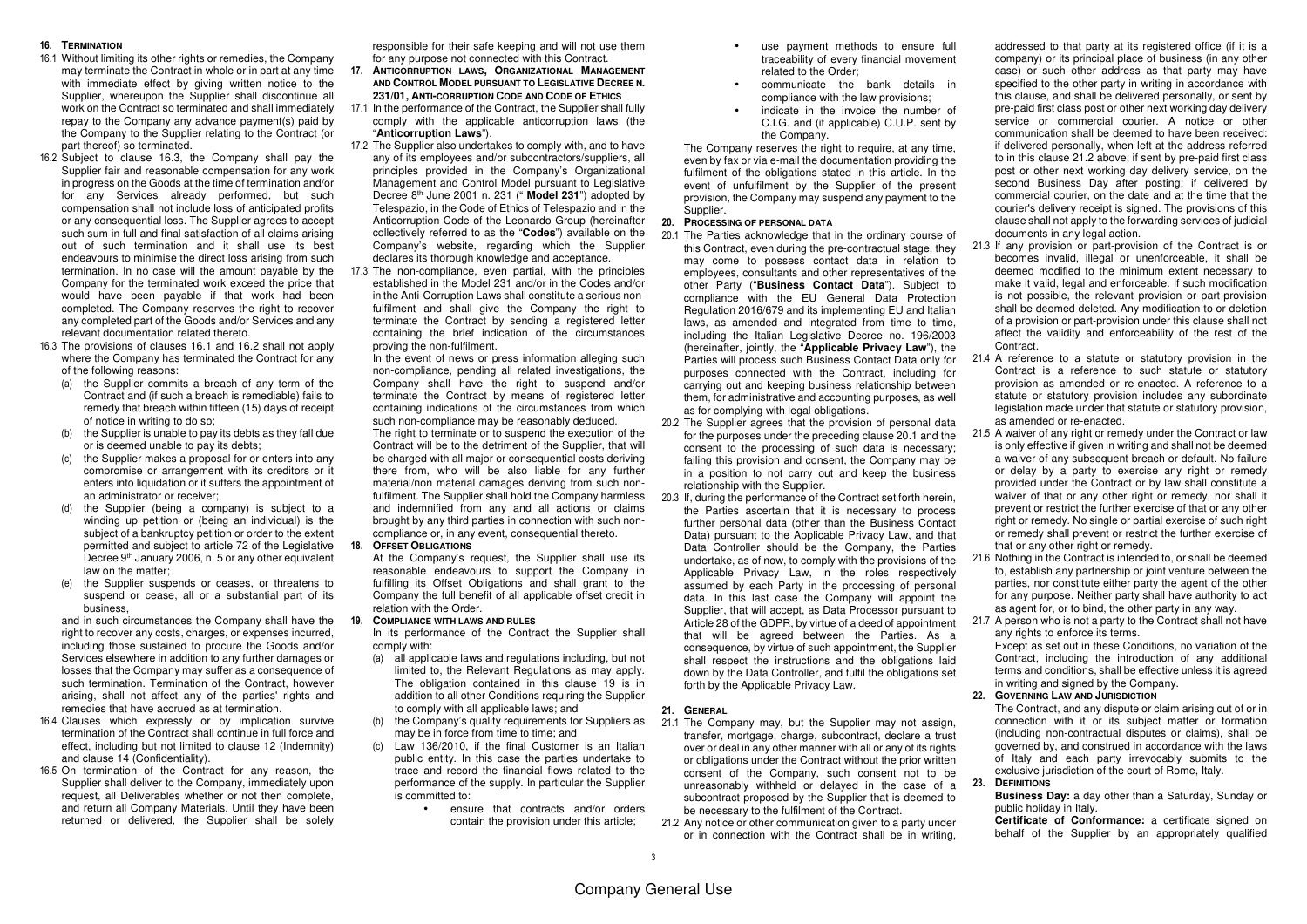## 16. TERMINATION

16.1 Without limiting its other rights or remedies, the Company may terminate the Contract in whole or in part at any time with immediate effect by giving written notice to the Supplier, whereupon the Supplier shall discontinue all work on the Contract so terminated and shall immediately repay to the Company any advance payment(s) paid by the Company to the Supplier relating to the Contract (or part thereof) so terminated.

16.2 Subject to clause 16.3, the Company shall pay the Supplier fair and reasonable compensation for any work in progress on the Goods at the time of termination and/or for any Services already performed, but such compensation shall not include loss of anticipated profits or any consequential loss. The Supplier agrees to accept such sum in full and final satisfaction of all claims arising out of such termination and it shall use its best endeavours to minimise the direct loss arising from such termination. In no case will the amount payable by the Company for the terminated work exceed the price that would have been payable if that work had been completed. The Company reserves the right to recover any completed part of the Goods and/or Services and any relevant documentation related thereto.

16.3 The provisions of clauses 16.1 and 16.2 shall not apply where the Company has terminated the Contract for any of the following reasons:

(a) the Supplier commits a breach of any term of the Contract and (if such a breach is remediable) fails to remedy that breach within fifteen (15) days of receipt of notice in writing to do so;

(b) the Supplier is unable to pay its debts as they fall due or is deemed unable to pay its debts;

(c) the Supplier makes a proposal for or enters into any compromise or arrangement with its creditors or it enters into liquidation or it suffers the appointment of an administrator or receiver;

(d) the Supplier (being a company) is subject to a winding up petition or (being an individual) is the subject of a bankruptcy petition or order to the extent permitted and subject to article 72 of the Legislative Decree 9th January 2006, n. 5 or any other equivalent law on the matter;

(e) the Supplier suspends or ceases, or threatens to suspend or cease, all or a substantial part of its business,

and in such circumstances the Company shall have the right to recover any costs, charges, or expenses incurred, including those sustained to procure the Goods and/or Services elsewhere in addition to any further damages or losses that the Company may suffer as a consequence of such termination. Termination of the Contract, however arising, shall not affect any of the parties' rights and remedies that have accrued as at termination.

16.4 Clauses which expressly or by implication survive termination of the Contract shall continue in full force and effect, including but not limited to clause 12 (Indemnity) and clause 14 (Confidentiality).

16.5 On termination of the Contract for any reason, the Supplier shall deliver to the Company, immediately upon request, all Deliverables whether or not then complete, and return all Company Materials. Until they have been returned or delivered, the Supplier shall be solely responsible for their safe keeping and will not use them for any purpose not connected with this Contract.

## 17. ANTICORRUPTION LAWS, ORGANIZATIONAL MANAGEMENT AND CONTROL MODEL PURSUANT TO LEGISLATIVE DECREE N. 231/01, ANTI-CORRUPTION CODE AND CODE OF ETHICS

17.1 In the performance of the Contract, the Supplier shall fully comply with the applicable anticorruption laws (the "**Anticorruption Laws**").

17.2 The Supplier also undertakes to comply with, and to have any of its employees and/or subcontractors/suppliers, all principles provided in the Company's Organizational Management and Control Model pursuant to Legislative Decree 8th June 2001 n. 231 (" **Model 231**") adopted by Telespazio, in the Code of Ethics of Telespazio and in the Anticorruption Code of the Leonardo Group (hereinafter collectively referred to as the "**Codes**") available on the Company's website, regarding which the Supplier declares its thorough knowledge and acceptance.

17.3 The non-compliance, even partial, with the principles established in the Model 231 and/or in the Codes and/or in the Anti-Corruption Laws shall constitute a serious non-fulfilment and shall give the Company the right to terminate the Contract by sending a registered letter containing the brief indication of the circumstances proving the non-fulfilment.

In the event of news or press information alleging such non-compliance, pending all related investigations, the Company shall have the right to suspend and/or terminate the Contract by means of registered letter containing indications of the circumstances from which such non-compliance may be reasonably deduced.

The right to terminate or to suspend the execution of the Contract will be to the detriment of the Supplier, that will be charged with all major or consequential costs deriving there from, who will be also liable for any further material/non material damages deriving from such non-fulfilment. The Supplier shall hold the Company harmless and indemnified from any and all actions or claims brought by any third parties in connection with such non-compliance or, in any event, consequential thereto.

## 18. OFFSET OBLIGATIONS

At the Company's request, the Supplier shall use its reasonable endeavours to support the Company in fulfilling its Offset Obligations and shall grant to the Company the full benefit of all applicable offset credit in relation with the Order.

## 19. COMPLIANCE WITH LAWS AND RULES

In its performance of the Contract the Supplier shall comply with:

(a) all applicable laws and regulations including, but not limited to, the Relevant Regulations as may apply. The obligation contained in this clause 19 is in addition to all other Conditions requiring the Supplier to comply with all applicable laws; and

(b) the Company's quality requirements for Suppliers as may be in force from time to time; and

(c) Law 136/2010, if the final Customer is an Italian public entity. In this case the parties undertake to trace and record the financial flows related to the performance of the supply. In particular the Supplier is committed to:

- ensure that contracts and/or orders contain the provision under this article;
- use payment methods to ensure full traceability of every financial movement related to the Order;
- communicate the bank details in compliance with the law provisions;
- indicate in the invoice the number of C.I.G. and (if applicable) C.U.P. sent by the Company.

The Company reserves the right to require, at any time, even by fax or via e-mail the documentation providing the fulfilment of the obligations stated in this article. In the event of unfulfilment by the Supplier of the present provision, the Company may suspend any payment to the Supplier.

## 20. PROCESSING OF PERSONAL DATA

20.1 The Parties acknowledge that in the ordinary course of this Contract, even during the pre-contractual stage, they may come to possess contact data in relation to employees, consultants and other representatives of the other Party ("**Business Contact Data**"). Subject to compliance with the EU General Data Protection Regulation 2016/679 and its implementing EU and Italian laws, as amended and integrated from time to time, including the Italian Legislative Decree no. 196/2003 (hereinafter, jointly, the "**Applicable Privacy Law**"), the Parties will process such Business Contact Data only for purposes connected with the Contract, including for carrying out and keeping business relationship between them, for administrative and accounting purposes, as well as for complying with legal obligations.

20.2 The Supplier agrees that the provision of personal data for the purposes under the preceding clause 20.1 and the consent to the processing of such data is necessary; failing this provision and consent, the Company may be in a position to not carry out and keep the business relationship with the Supplier.

20.3 If, during the performance of the Contract set forth herein, the Parties ascertain that it is necessary to process further personal data (other than the Business Contact Data) pursuant to the Applicable Privacy Law, and that Data Controller should be the Company, the Parties undertake, as of now, to comply with the provisions of the Applicable Privacy Law, in the roles respectively assumed by each Party in the processing of personal data. In this last case the Company will appoint the Supplier, that will accept, as Data Processor pursuant to Article 28 of the GDPR, by virtue of a deed of appointment that will be agreed between the Parties. As a consequence, by virtue of such appointment, the Supplier shall respect the instructions and the obligations laid down by the Data Controller, and fulfil the obligations set forth by the Applicable Privacy Law.

## 21. GENERAL

21.1 The Company may, but the Supplier may not assign, transfer, mortgage, charge, subcontract, declare a trust over or deal in any other manner with all or any of its rights or obligations under the Contract without the prior written consent of the Company, such consent not to be unreasonably withheld or delayed in the case of a subcontract proposed by the Supplier that is deemed to be necessary to the fulfilment of the Contract.

21.2 Any notice or other communication given to a party under or in connection with the Contract shall be in writing, addressed to that party at its registered office (if it is a company) or its principal place of business (in any other case) or such other address as that party may have specified to the other party in writing in accordance with this clause, and shall be delivered personally, or sent by pre-paid first class post or other next working day delivery service or commercial courier. A notice or other communication shall be deemed to have been received: if delivered personally, when left at the address referred to in this clause 21.2 above; if sent by pre-paid first class post or other next working day delivery service, on the second Business Day after posting; if delivered by commercial courier, on the date and at the time that the courier's delivery receipt is signed. The provisions of this clause shall not apply to the forwarding services of judicial documents in any legal action.

21.3 If any provision or part-provision of the Contract is or becomes invalid, illegal or unenforceable, it shall be deemed modified to the minimum extent necessary to make it valid, legal and enforceable. If such modification is not possible, the relevant provision or part-provision shall be deemed deleted. Any modification to or deletion of a provision or part-provision under this clause shall not affect the validity and enforceability of the rest of the Contract.

21.4 A reference to a statute or statutory provision in the Contract is a reference to such statute or statutory provision as amended or re-enacted. A reference to a statute or statutory provision includes any subordinate legislation made under that statute or statutory provision, as amended or re-enacted.

21.5 A waiver of any right or remedy under the Contract or law is only effective if given in writing and shall not be deemed a waiver of any subsequent breach or default. No failure or delay by a party to exercise any right or remedy provided under the Contract or by law shall constitute a waiver of that or any other right or remedy, nor shall it prevent or restrict the further exercise of that or any other right or remedy. No single or partial exercise of such right or remedy shall prevent or restrict the further exercise of that or any other right or remedy.

21.6 Nothing in the Contract is intended to, or shall be deemed to, establish any partnership or joint venture between the parties, nor constitute either party the agent of the other for any purpose. Neither party shall have authority to act as agent for, or to bind, the other party in any way.

21.7 A person who is not a party to the Contract shall not have any rights to enforce its terms.

Except as set out in these Conditions, no variation of the Contract, including the introduction of any additional terms and conditions, shall be effective unless it is agreed in writing and signed by the Company.

## 22. GOVERNING LAW AND JURISDICTION

The Contract, and any dispute or claim arising out of or in connection with it or its subject matter or formation (including non-contractual disputes or claims), shall be governed by, and construed in accordance with the laws of Italy and each party irrevocably submits to the exclusive jurisdiction of the court of Rome, Italy.

## 23. DEFINITIONS

**Business Day:** a day other than a Saturday, Sunday or public holiday in Italy.

**Certificate of Conformance:** a certificate signed on behalf of the Supplier by an appropriately qualified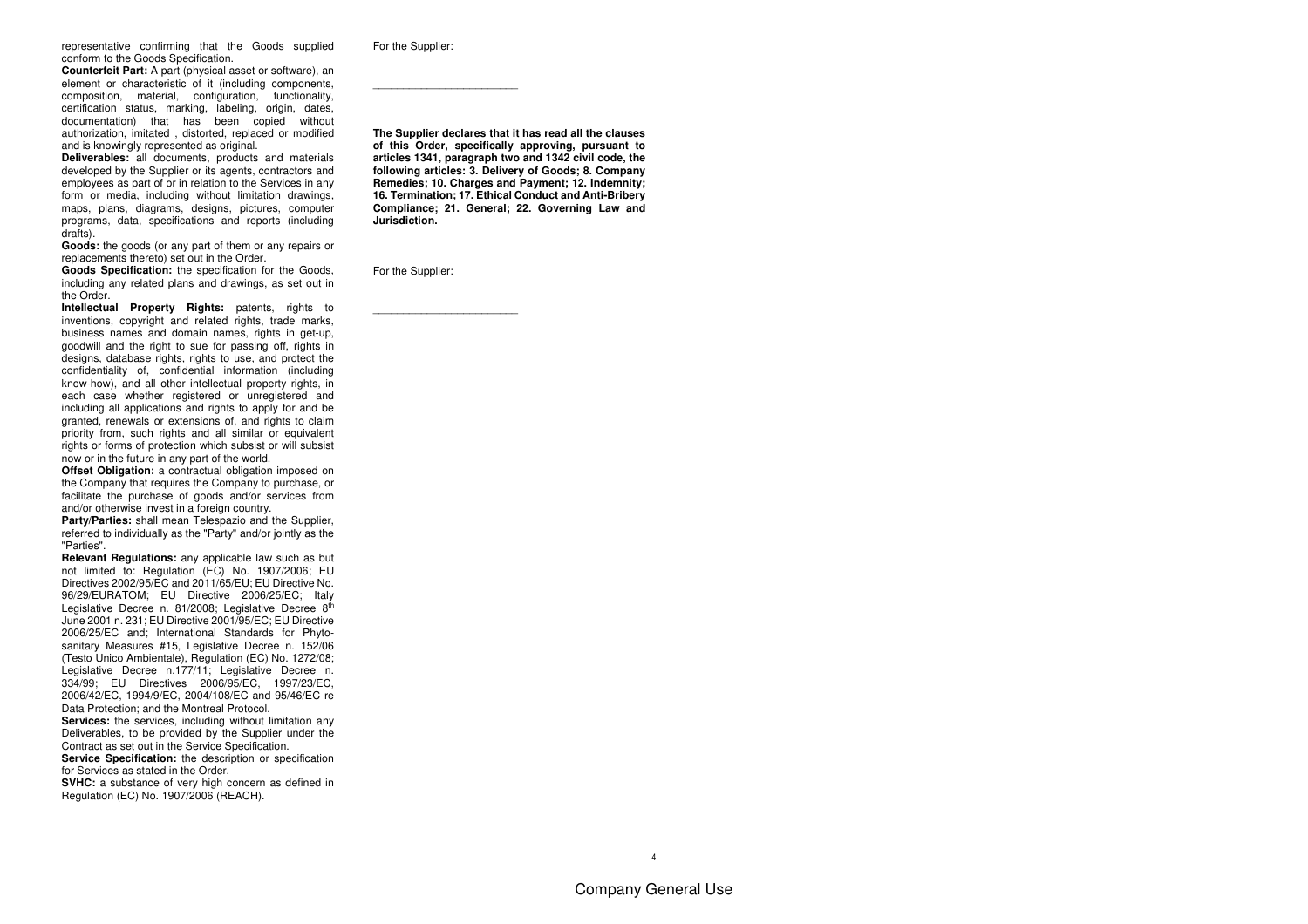representative confirming that the Goods supplied conform to the Goods Specification.

**Counterfeit Part:** A part (physical asset or software), an element or characteristic of it (including components, composition, material, configuration, functionality, certification status, marking, labeling, origin, dates, documentation) that has been copied without authorization, imitated , distorted, replaced or modified and is knowingly represented as original.

**Deliverables:** all documents, products and materials developed by the Supplier or its agents, contractors and employees as part of or in relation to the Services in any form or media, including without limitation drawings, maps, plans, diagrams, designs, pictures, computer programs, data, specifications and reports (including drafts).

**Goods:** the goods (or any part of them or any repairs or replacements thereto) set out in the Order.

**Goods Specification:** the specification for the Goods, including any related plans and drawings, as set out in the Order.

**Intellectual Property Rights:** patents, rights to inventions, copyright and related rights, trade marks, business names and domain names, rights in get-up, goodwill and the right to sue for passing off, rights in designs, database rights, rights to use, and protect the confidentiality of, confidential information (including know-how), and all other intellectual property rights, in each case whether registered or unregistered and including all applications and rights to apply for and be granted, renewals or extensions of, and rights to claim priority from, such rights and all similar or equivalent rights or forms of protection which subsist or will subsist now or in the future in any part of the world.

**Offset Obligation:** a contractual obligation imposed on the Company that requires the Company to purchase, or facilitate the purchase of goods and/or services from and/or otherwise invest in a foreign country.

**Party/Parties:** shall mean Telespazio and the Supplier, referred to individually as the "Party" and/or jointly as the "Parties".

**Relevant Regulations:** any applicable law such as but not limited to: Regulation (EC) No. 1907/2006; EU Directives 2002/95/EC and 2011/65/EU; EU Directive No. 96/29/EURATOM; EU Directive 2006/25/EC; Italy Legislative Decree n. 81/2008; Legislative Decree 8th June 2001 n. 231; EU Directive 2001/95/EC; EU Directive 2006/25/EC and; International Standards for Phyto-sanitary Measures #15, Legislative Decree n. 152/06 (Testo Unico Ambientale), Regulation (EC) No. 1272/08; Legislative Decree n.177/11; Legislative Decree n. 334/99; EU Directives 2006/95/EC, 1997/23/EC, 2006/42/EC, 1994/9/EC, 2004/108/EC and 95/46/EC re Data Protection; and the Montreal Protocol.

**Services:** the services, including without limitation any Deliverables, to be provided by the Supplier under the Contract as set out in the Service Specification.

**Service Specification:** the description or specification for Services as stated in the Order.

**SVHC:** a substance of very high concern as defined in Regulation (EC) No. 1907/2006 (REACH).

For the Supplier:

_______________________

**The Supplier declares that it has read all the clauses of this Order, specifically approving, pursuant to articles 1341, paragraph two and 1342 civil code, the following articles: 3. Delivery of Goods; 8. Company Remedies; 10. Charges and Payment; 12. Indemnity; 16. Termination; 17. Ethical Conduct and Anti-Bribery Compliance; 21. General; 22. Governing Law and Jurisdiction.**

For the Supplier:

_______________________